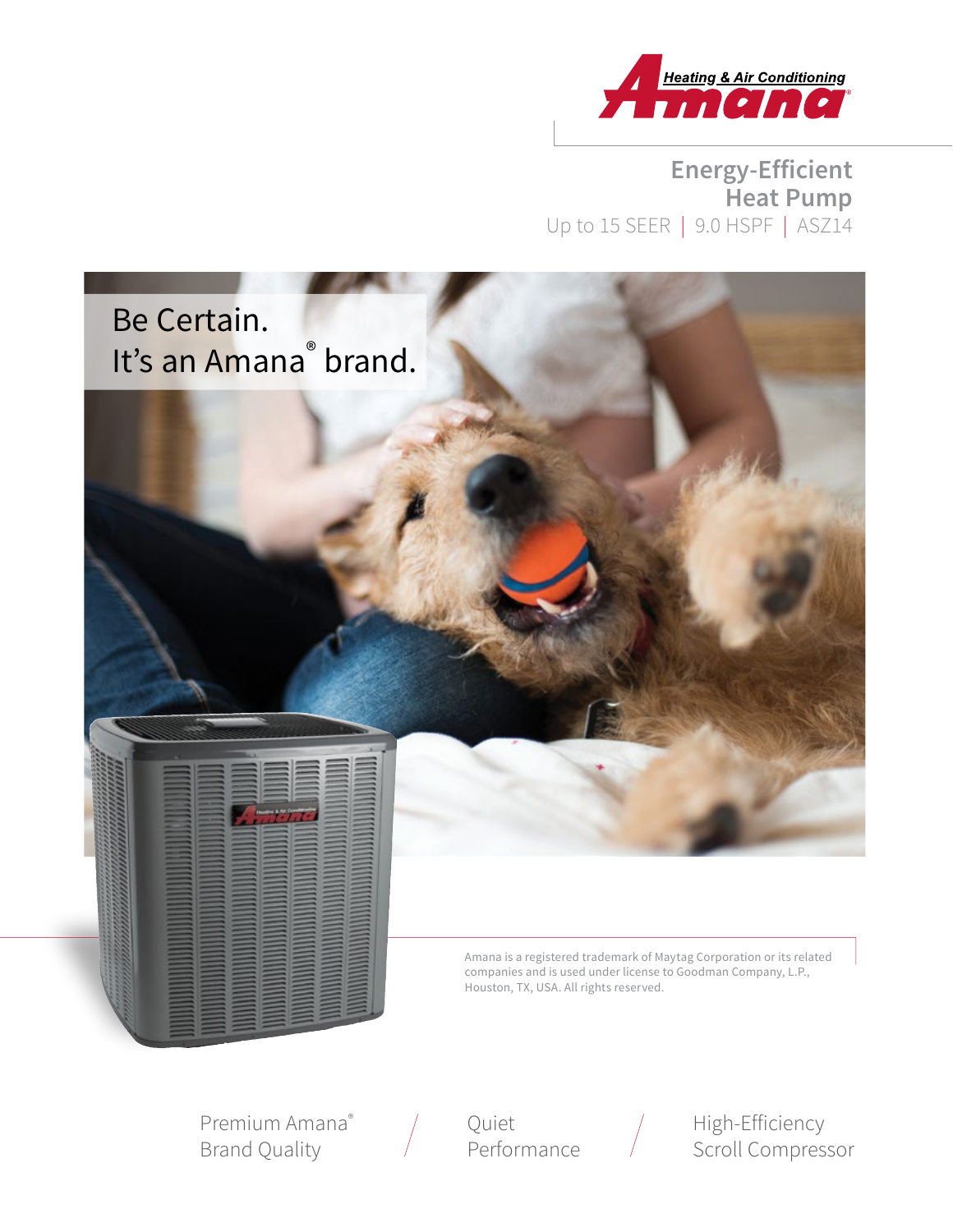Heating & Air Conditioning
Amana®

# Energy-Efficient Heat Pump

Up to 15 SEER | 9.0 HSPF | ASZ14

Be Certain.
It's an Amana® brand.

Amana is a registered trademark of Maytag Corporation or its related companies and is used under license to Goodman Company, L.P., Houston, TX, USA. All rights reserved.

Premium Amana® Brand Quality

Quiet Performance

High-Efficiency Scroll Compressor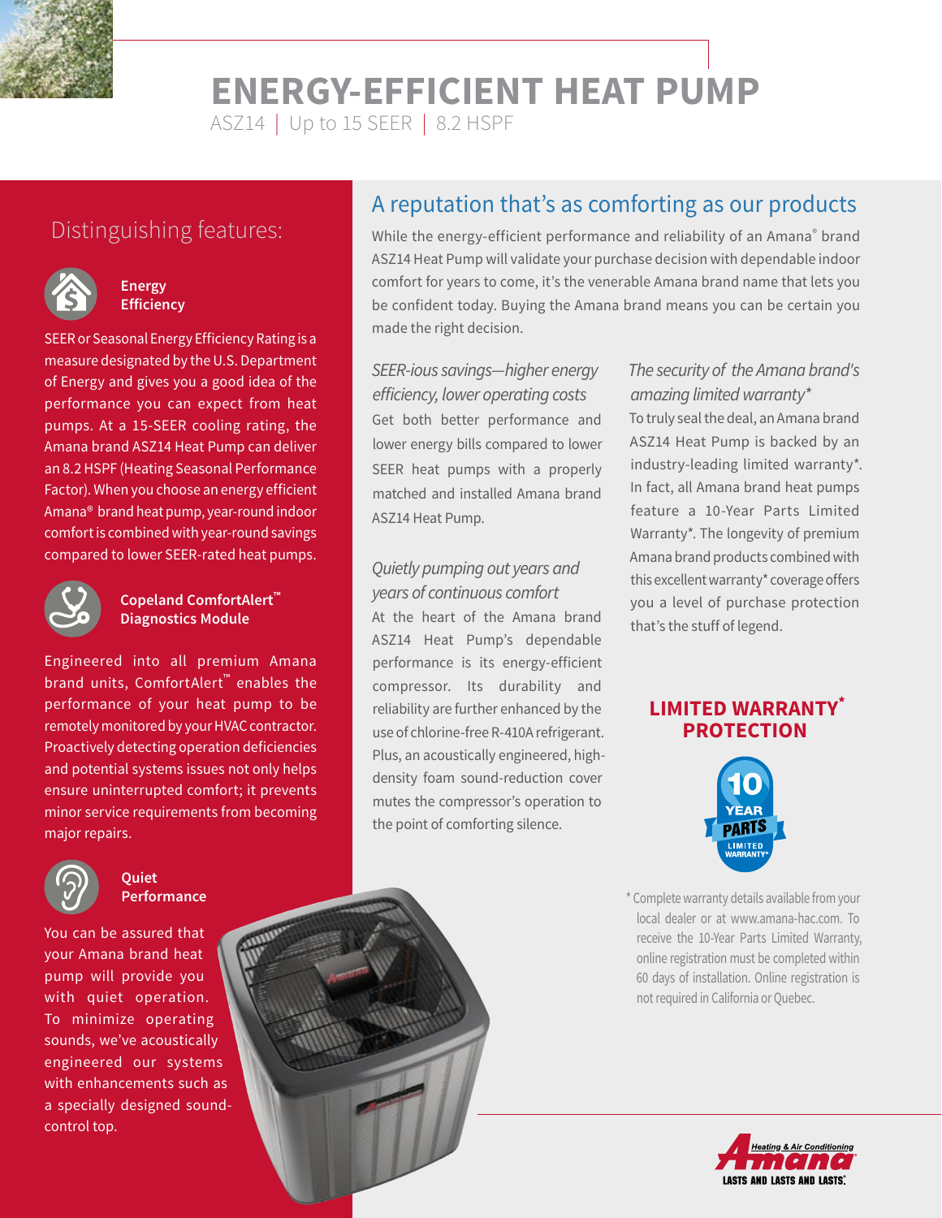# ENERGY-EFFICIENT HEAT PUMP

ASZ14 | Up to 15 SEER | 8.2 HSPF

## Distinguishing features:

### Energy Efficiency

SEER or Seasonal Energy Efficiency Rating is a measure designated by the U.S. Department of Energy and gives you a good idea of the performance you can expect from heat pumps. At a 15-SEER cooling rating, the Amana brand ASZ14 Heat Pump can deliver an 8.2 HSPF (Heating Seasonal Performance Factor). When you choose an energy efficient Amana® brand heat pump, year-round indoor comfort is combined with year-round savings compared to lower SEER-rated heat pumps.

### Copeland ComfortAlert™ Diagnostics Module

Engineered into all premium Amana brand units, ComfortAlert™ enables the performance of your heat pump to be remotely monitored by your HVAC contractor. Proactively detecting operation deficiencies and potential systems issues not only helps ensure uninterrupted comfort; it prevents minor service requirements from becoming major repairs.

### Quiet Performance

You can be assured that your Amana brand heat pump will provide you with quiet operation. To minimize operating sounds, we've acoustically engineered our systems with enhancements such as a specially designed sound-control top.

## A reputation that's as comforting as our products

While the energy-efficient performance and reliability of an Amana® brand ASZ14 Heat Pump will validate your purchase decision with dependable indoor comfort for years to come, it's the venerable Amana brand name that lets you be confident today. Buying the Amana brand means you can be certain you made the right decision.

*SEER-ious savings—higher energy efficiency, lower operating costs*

Get both better performance and lower energy bills compared to lower SEER heat pumps with a properly matched and installed Amana brand ASZ14 Heat Pump.

*Quietly pumping out years and years of continuous comfort*

At the heart of the Amana brand ASZ14 Heat Pump's dependable performance is its energy-efficient compressor. Its durability and reliability are further enhanced by the use of chlorine-free R-410A refrigerant. Plus, an acoustically engineered, high-density foam sound-reduction cover mutes the compressor's operation to the point of comforting silence.

*The security of the Amana brand's amazing limited warranty**

To truly seal the deal, an Amana brand ASZ14 Heat Pump is backed by an industry-leading limited warranty*. In fact, all Amana brand heat pumps feature a 10-Year Parts Limited Warranty*. The longevity of premium Amana brand products combined with this excellent warranty* coverage offers you a level of purchase protection that's the stuff of legend.

**LIMITED WARRANTY* PROTECTION**

10 YEAR PARTS LIMITED WARRANTY*

\* Complete warranty details available from your local dealer or at www.amana-hac.com. To receive the 10-Year Parts Limited Warranty, online registration must be completed within 60 days of installation. Online registration is not required in California or Quebec.

Amana Heating & Air Conditioning
LASTS AND LASTS AND LASTS.®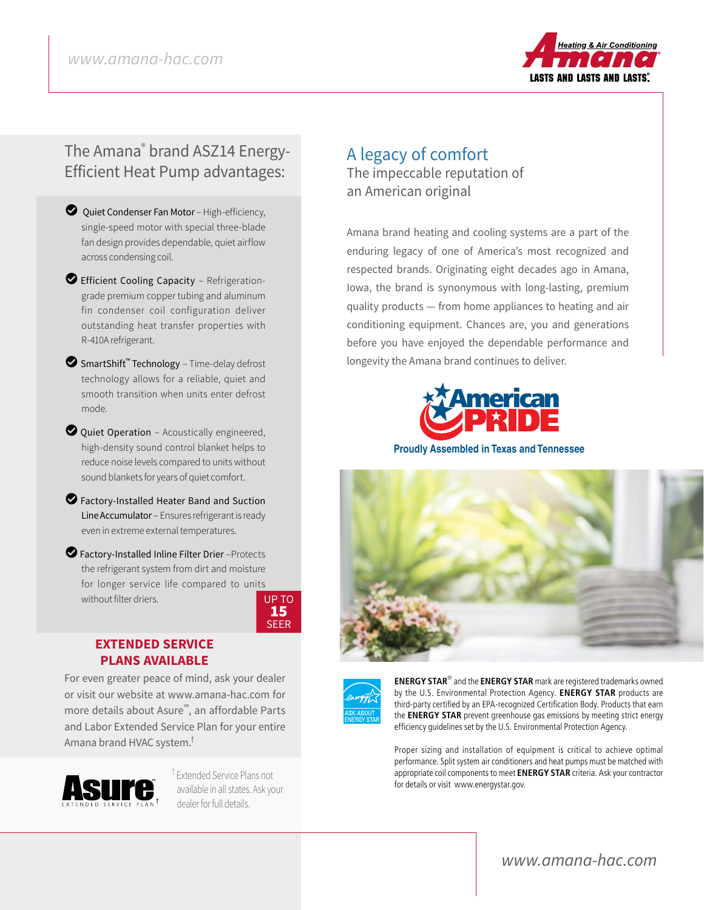## The Amana® brand ASZ14 Energy-Efficient Heat Pump advantages:

- **Quiet Condenser Fan Motor** – High-efficiency, single-speed motor with special three-blade fan design provides dependable, quiet airflow across condensing coil.
- **Efficient Cooling Capacity** – Refrigeration-grade premium copper tubing and aluminum fin condenser coil configuration deliver outstanding heat transfer properties with R-410A refrigerant.
- **SmartShift™ Technology** – Time-delay defrost technology allows for a reliable, quiet and smooth transition when units enter defrost mode.
- **Quiet Operation** – Acoustically engineered, high-density sound control blanket helps to reduce noise levels compared to units without sound blankets for years of quiet comfort.
- **Factory-Installed Heater Band and Suction Line Accumulator** – Ensures refrigerant is ready even in extreme external temperatures.
- **Factory-Installed Inline Filter Drier** – Protects the refrigerant system from dirt and moisture for longer service life compared to units without filter driers.

UP TO **15** SEER

### EXTENDED SERVICE PLANS AVAILABLE

For even greater peace of mind, ask your dealer or visit our website at www.amana-hac.com for more details about Asure℠, an affordable Parts and Labor Extended Service Plan for your entire Amana brand HVAC system.†

Asure™ EXTENDED SERVICE PLAN†

† Extended Service Plans not available in all states. Ask your dealer for full details.

## A legacy of comfort

The impeccable reputation of an American original

Amana brand heating and cooling systems are a part of the enduring legacy of one of America's most recognized and respected brands. Originating eight decades ago in Amana, Iowa, the brand is synonymous with long-lasting, premium quality products — from home appliances to heating and air conditioning equipment. Chances are, you and generations before you have enjoyed the dependable performance and longevity the Amana brand continues to deliver.

American PRIDE

Proudly Assembled in Texas and Tennessee

**ENERGY STAR**® and the **ENERGY STAR** mark are registered trademarks owned by the U.S. Environmental Protection Agency. **ENERGY STAR** products are third-party certified by an EPA-recognized Certification Body. Products that earn the **ENERGY STAR** prevent greenhouse gas emissions by meeting strict energy efficiency guidelines set by the U.S. Environmental Protection Agency.

Proper sizing and installation of equipment is critical to achieve optimal performance. Split system air conditioners and heat pumps must be matched with appropriate coil components to meet **ENERGY STAR** criteria. Ask your contractor for details or visit www.energystar.gov.

*www.amana-hac.com*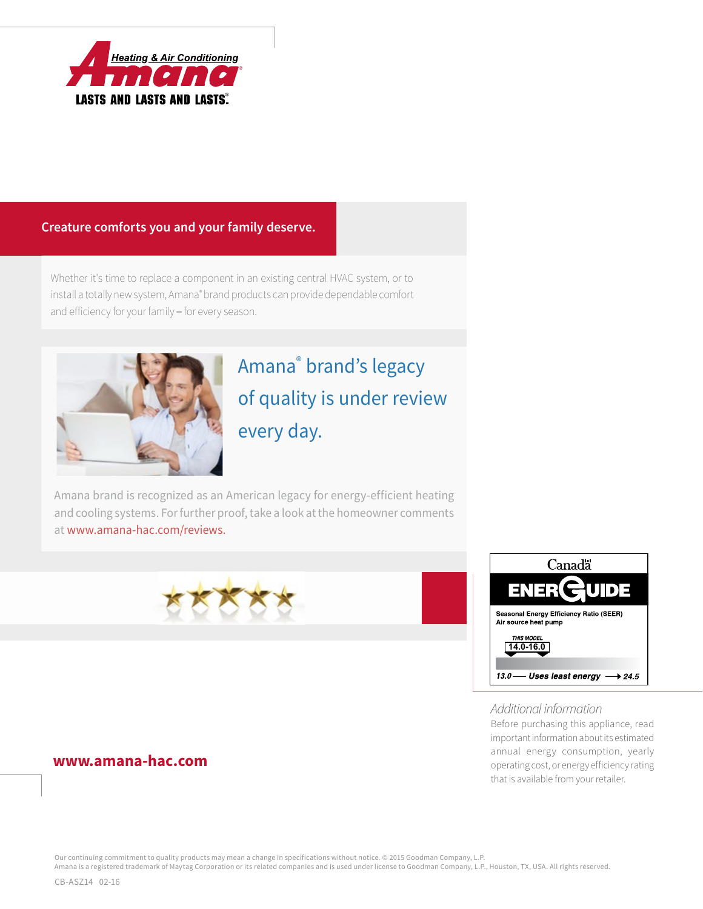Heating & Air Conditioning

Amana

LASTS AND LASTS AND LASTS.®

## Creature comforts you and your family deserve.

Whether it's time to replace a component in an existing central HVAC system, or to install a totally new system, Amana® brand products can provide dependable comfort and efficiency for your family – for every season.

## Amana® brand's legacy of quality is under review every day.

Amana brand is recognized as an American legacy for energy-efficient heating and cooling systems. For further proof, take a look at the homeowner comments at www.amana-hac.com/reviews.

Canadä

ENERGUIDE

Seasonal Energy Efficiency Ratio (SEER)
Air source heat pump

THIS MODEL
14.0-16.0

13.0 — Uses least energy → 24.5

*Additional information*

Before purchasing this appliance, read important information about its estimated annual energy consumption, yearly operating cost, or energy efficiency rating that is available from your retailer.

**www.amana-hac.com**

Our continuing commitment to quality products may mean a change in specifications without notice. © 2015 Goodman Company, L.P.
Amana is a registered trademark of Maytag Corporation or its related companies and is used under license to Goodman Company, L.P., Houston, TX, USA. All rights reserved.

CB-ASZ14 02-16